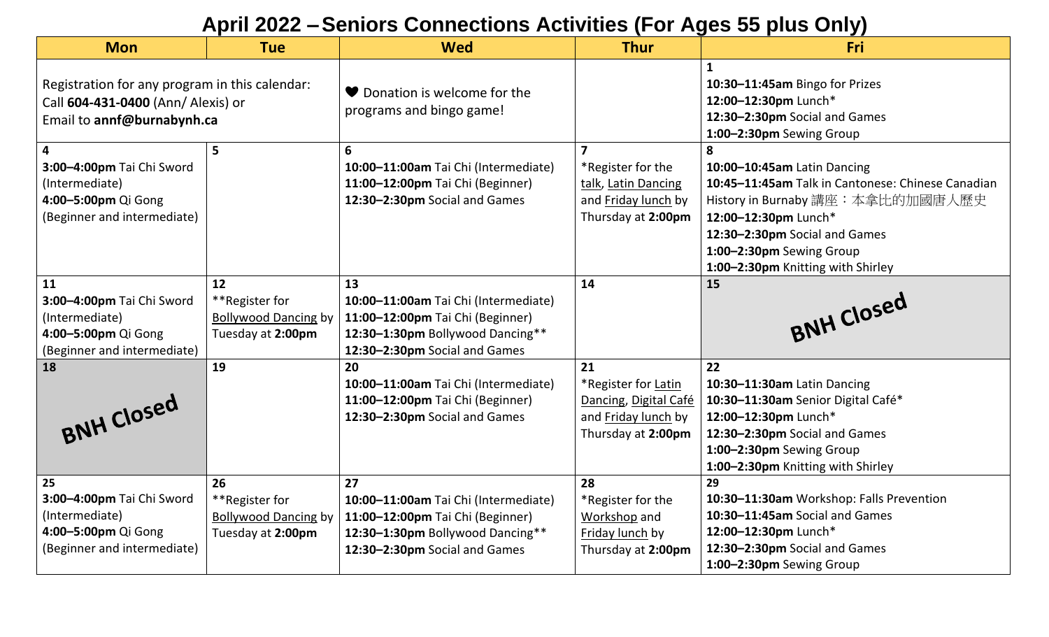# April 2022 – Seniors Connections Activities (For Ages 55 plus Only)

| Mon | Tue | Wed | Thur | Fri |
|---|---|---|---|---|
| Registration for any program in this calendar: Call **604-431-0400** (Ann/ Alexis) or Email to **annf@burnabynh.ca** | | ♥ Donation is welcome for the programs and bingo game! | | **1**<br>**10:30–11:45am** Bingo for Prizes<br>**12:00–12:30pm** Lunch*<br>**12:30–2:30pm** Social and Games<br>**1:00–2:30pm** Sewing Group |
| **4**<br>**3:00–4:00pm** Tai Chi Sword (Intermediate)<br>**4:00–5:00pm** Qi Gong (Beginner and intermediate) | **5** | **6**<br>**10:00–11:00am** Tai Chi (Intermediate)<br>**11:00–12:00pm** Tai Chi (Beginner)<br>**12:30–2:30pm** Social and Games | **7**<br>*Register for the talk, Latin Dancing and Friday lunch by Thursday at **2:00pm** | **8**<br>**10:00–10:45am** Latin Dancing<br>**10:45–11:45am** Talk in Cantonese: Chinese Canadian History in Burnaby 講座：本拿比的加國唐人歷史<br>**12:00–12:30pm** Lunch*<br>**12:30–2:30pm** Social and Games<br>**1:00–2:30pm** Sewing Group<br>**1:00–2:30pm** Knitting with Shirley |
| **11**<br>**3:00–4:00pm** Tai Chi Sword (Intermediate)<br>**4:00–5:00pm** Qi Gong (Beginner and intermediate) | **12**<br>**Register for Bollywood Dancing by Tuesday at **2:00pm** | **13**<br>**10:00–11:00am** Tai Chi (Intermediate)<br>**11:00–12:00pm** Tai Chi (Beginner)<br>**12:30–1:30pm** Bollywood Dancing**<br>**12:30–2:30pm** Social and Games | **14** | **15**<br>BNH Closed |
| **18**<br>BNH Closed | **19** | **20**<br>**10:00–11:00am** Tai Chi (Intermediate)<br>**11:00–12:00pm** Tai Chi (Beginner)<br>**12:30–2:30pm** Social and Games | **21**<br>*Register for Latin Dancing, Digital Café and Friday lunch by Thursday at **2:00pm** | **22**<br>**10:30–11:30am** Latin Dancing<br>**10:30–11:30am** Senior Digital Café*<br>**12:00–12:30pm** Lunch*<br>**12:30–2:30pm** Social and Games<br>**1:00–2:30pm** Sewing Group<br>**1:00–2:30pm** Knitting with Shirley |
| **25**<br>**3:00–4:00pm** Tai Chi Sword (Intermediate)<br>**4:00–5:00pm** Qi Gong (Beginner and intermediate) | **26**<br>**Register for Bollywood Dancing by Tuesday at **2:00pm** | **27**<br>**10:00–11:00am** Tai Chi (Intermediate)<br>**11:00–12:00pm** Tai Chi (Beginner)<br>**12:30–1:30pm** Bollywood Dancing**<br>**12:30–2:30pm** Social and Games | **28**<br>*Register for the Workshop and Friday lunch by Thursday at **2:00pm** | **29**<br>**10:30–11:30am** Workshop: Falls Prevention<br>**10:30–11:45am** Social and Games<br>**12:00–12:30pm** Lunch*<br>**12:30–2:30pm** Social and Games<br>**1:00–2:30pm** Sewing Group |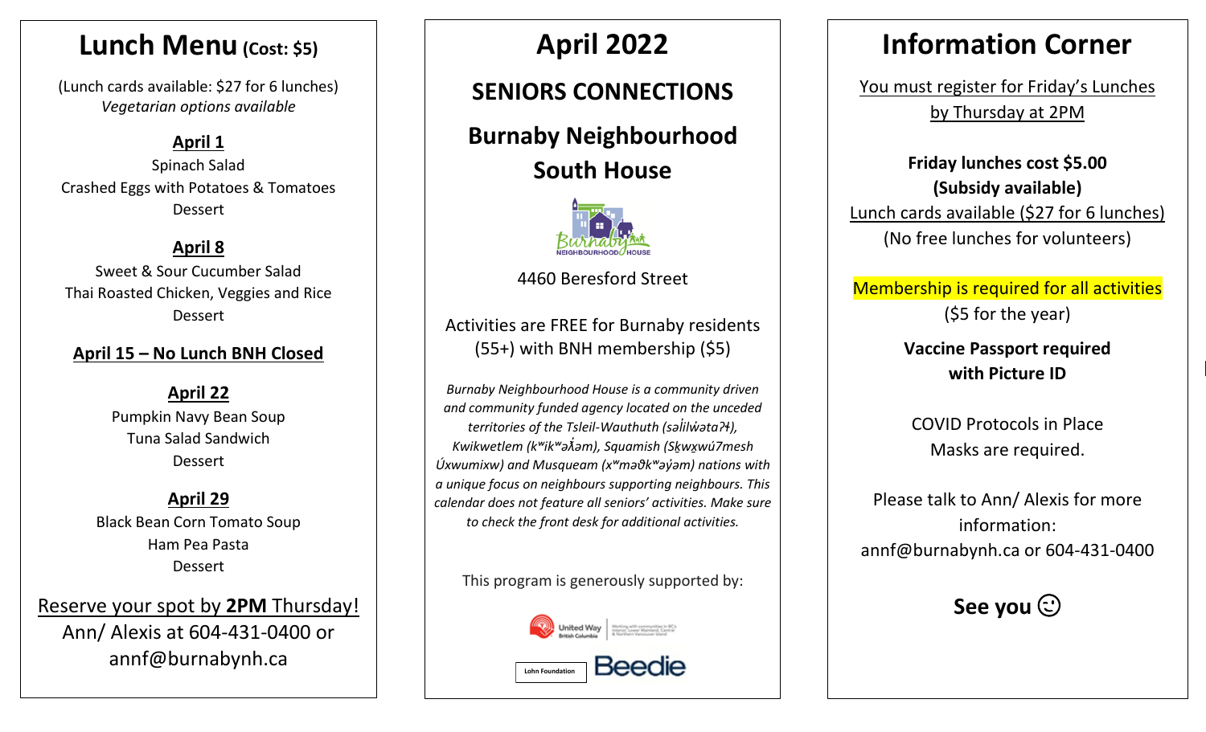# Lunch Menu (Cost: $5)

(Lunch cards available: $27 for 6 lunches)
*Vegetarian options available*

**April 1**
Spinach Salad
Crashed Eggs with Potatoes & Tomatoes
Dessert

**April 8**
Sweet & Sour Cucumber Salad
Thai Roasted Chicken, Veggies and Rice
Dessert

**April 15 – No Lunch BNH Closed**

**April 22**
Pumpkin Navy Bean Soup
Tuna Salad Sandwich
Dessert

**April 29**
Black Bean Corn Tomato Soup
Ham Pea Pasta
Dessert

Reserve your spot by **2PM** Thursday!
Ann/ Alexis at 604-431-0400 or
annf@burnabynh.ca

# April 2022

## SENIORS CONNECTIONS

## Burnaby Neighbourhood South House

4460 Beresford Street

Activities are FREE for Burnaby residents (55+) with BNH membership ($5)

*Burnaby Neighbourhood House is a community driven and community funded agency located on the unceded territories of the Tsleil-Wauthuth (səl̓ilw̓ətaʔɬ), Kwikwetlem (kʷikʷəƛ̓əm), Squamish (Sḵwx̱wú7mesh Úxwumixw) and Musqueam (xʷməθkʷəy̓əm) nations with a unique focus on neighbours supporting neighbours. This calendar does not feature all seniors' activities. Make sure to check the front desk for additional activities.*

This program is generously supported by:

United Way British Columbia
Lohn Foundation
Beedie

# Information Corner

You must register for Friday's Lunches by Thursday at 2PM

**Friday lunches cost $5.00**
**(Subsidy available)**
Lunch cards available ($27 for 6 lunches)
(No free lunches for volunteers)

Membership is required for all activities
($5 for the year)

**Vaccine Passport required with Picture ID**

COVID Protocols in Place
Masks are required.

Please talk to Ann/ Alexis for more information:
annf@burnabynh.ca or 604-431-0400

**See you ☺**